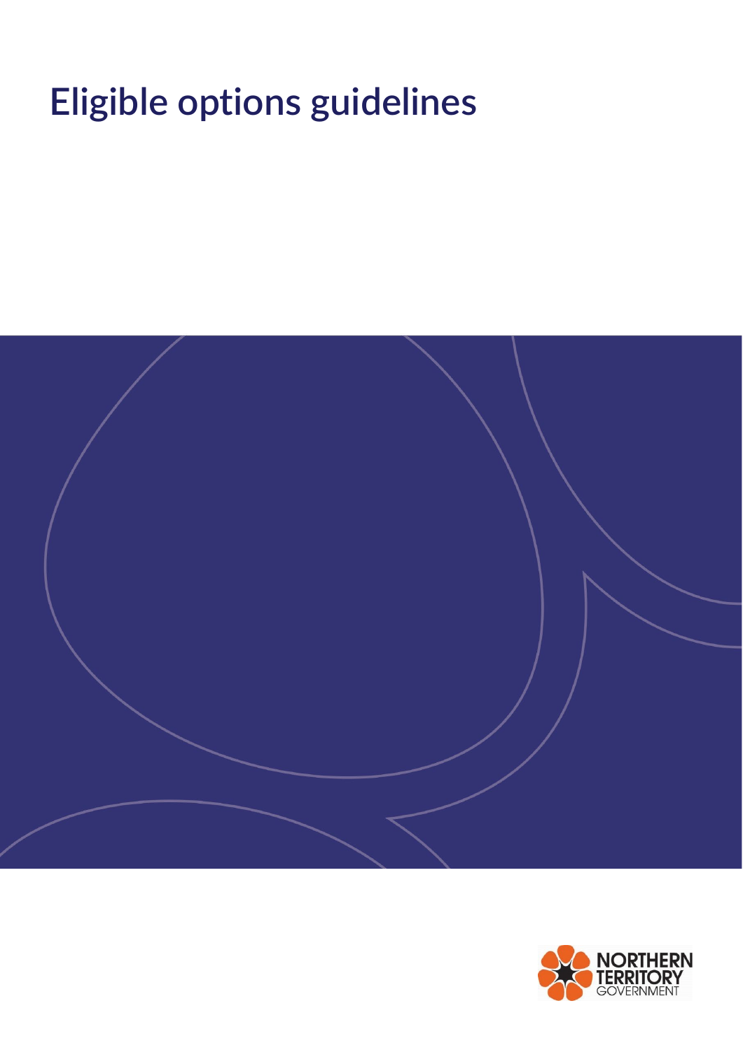# Eligible options guidelines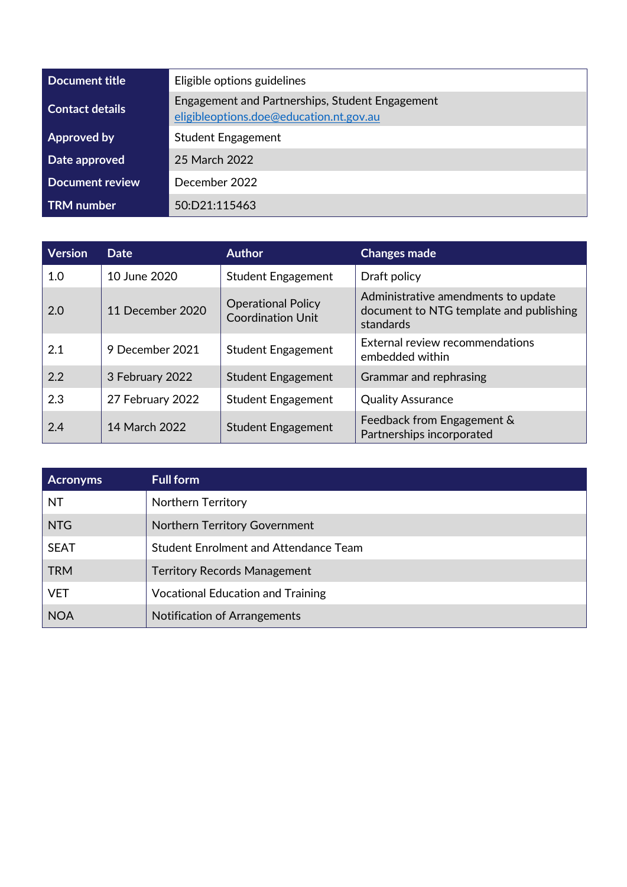| Document title | Eligible options guidelines |
| --- | --- |
| Contact details | Engagement and Partnerships, Student Engagement<br>eligibleoptions.doe@education.nt.gov.au |
| Approved by | Student Engagement |
| Date approved | 25 March 2022 |
| Document review | December 2022 |
| TRM number | 50:D21:115463 |

| Version | Date | Author | Changes made |
| --- | --- | --- | --- |
| 1.0 | 10 June 2020 | Student Engagement | Draft policy |
| 2.0 | 11 December 2020 | Operational Policy Coordination Unit | Administrative amendments to update document to NTG template and publishing standards |
| 2.1 | 9 December 2021 | Student Engagement | External review recommendations embedded within |
| 2.2 | 3 February 2022 | Student Engagement | Grammar and rephrasing |
| 2.3 | 27 February 2022 | Student Engagement | Quality Assurance |
| 2.4 | 14 March 2022 | Student Engagement | Feedback from Engagement & Partnerships incorporated |

| Acronyms | Full form |
| --- | --- |
| NT | Northern Territory |
| NTG | Northern Territory Government |
| SEAT | Student Enrolment and Attendance Team |
| TRM | Territory Records Management |
| VET | Vocational Education and Training |
| NOA | Notification of Arrangements |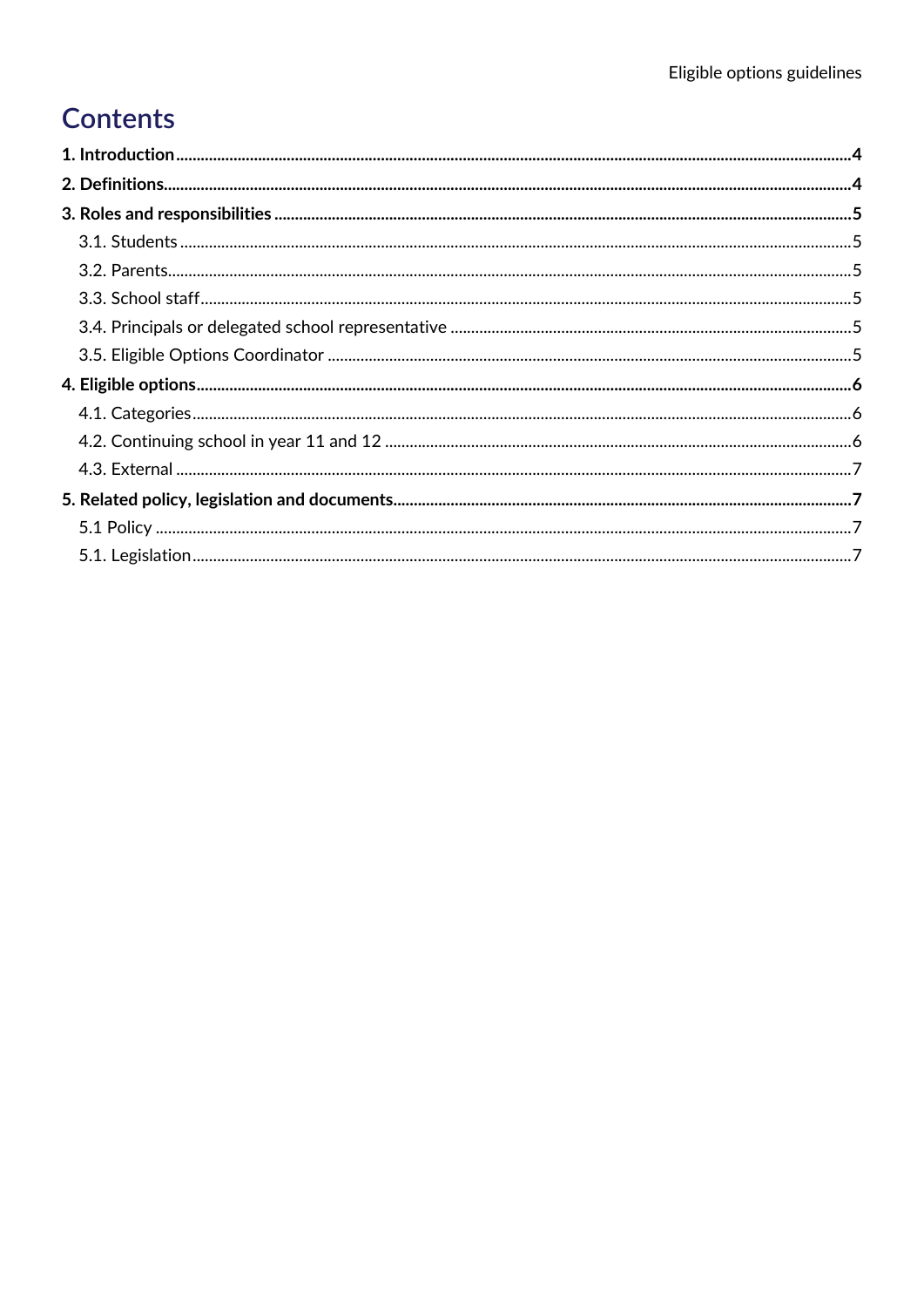# Contents

**1. Introduction** .......... **4**

**2. Definitions** .......... **4**

**3. Roles and responsibilities** .......... **5**

- 3.1. Students .......... 5
- 3.2. Parents .......... 5
- 3.3. School staff .......... 5
- 3.4. Principals or delegated school representative .......... 5
- 3.5. Eligible Options Coordinator .......... 5

**4. Eligible options** .......... **6**

- 4.1. Categories .......... 6
- 4.2. Continuing school in year 11 and 12 .......... 6
- 4.3. External .......... 7

**5. Related policy, legislation and documents** .......... **7**

- 5.1 Policy .......... 7
- 5.1. Legislation .......... 7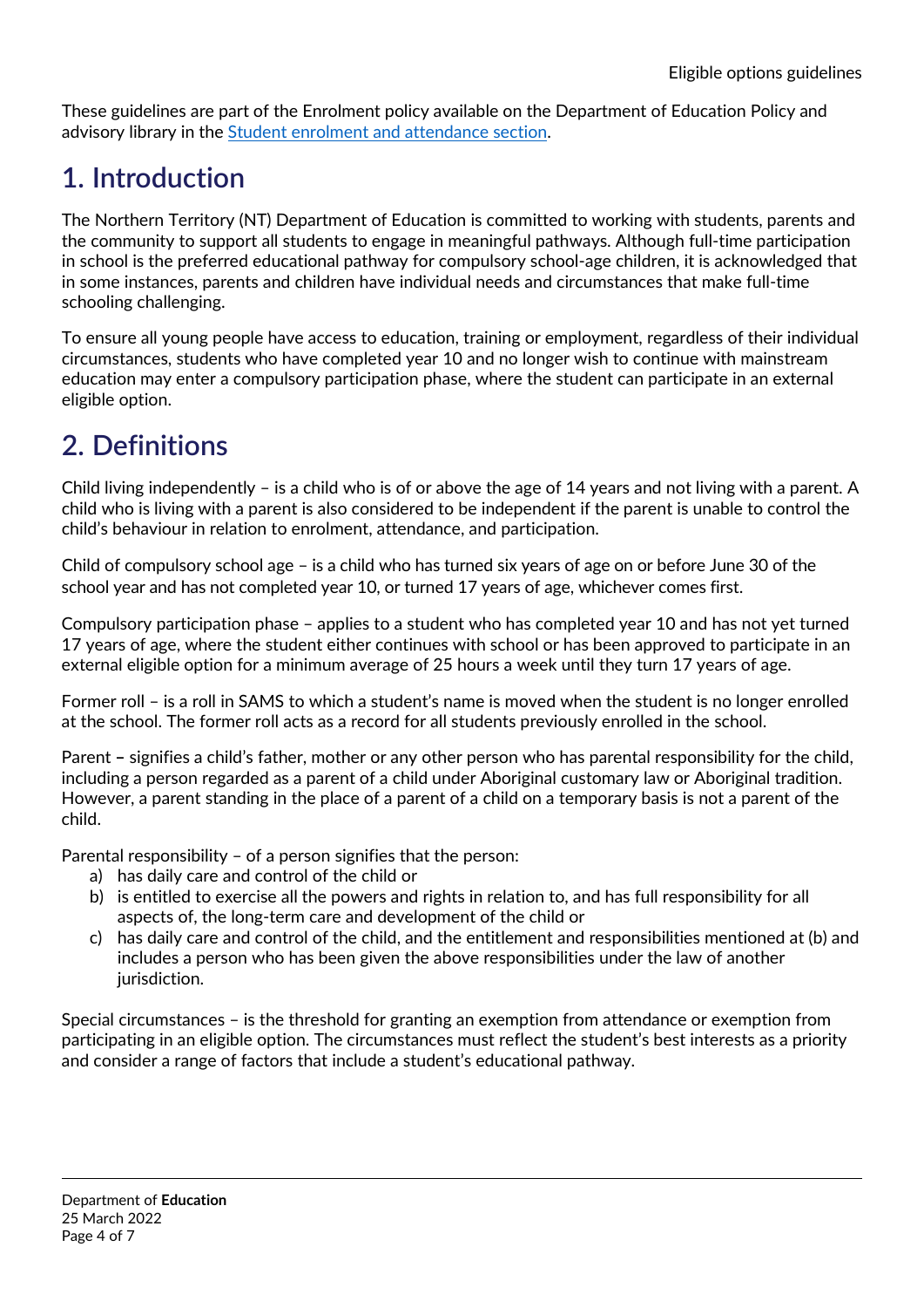These guidelines are part of the Enrolment policy available on the Department of Education Policy and advisory library in the [Student enrolment and attendance section](Student enrolment and attendance section).

# 1. Introduction

The Northern Territory (NT) Department of Education is committed to working with students, parents and the community to support all students to engage in meaningful pathways. Although full-time participation in school is the preferred educational pathway for compulsory school-age children, it is acknowledged that in some instances, parents and children have individual needs and circumstances that make full-time schooling challenging.

To ensure all young people have access to education, training or employment, regardless of their individual circumstances, students who have completed year 10 and no longer wish to continue with mainstream education may enter a compulsory participation phase, where the student can participate in an external eligible option.

# 2. Definitions

Child living independently – is a child who is of or above the age of 14 years and not living with a parent. A child who is living with a parent is also considered to be independent if the parent is unable to control the child's behaviour in relation to enrolment, attendance, and participation.

Child of compulsory school age – is a child who has turned six years of age on or before June 30 of the school year and has not completed year 10, or turned 17 years of age, whichever comes first.

Compulsory participation phase – applies to a student who has completed year 10 and has not yet turned 17 years of age, where the student either continues with school or has been approved to participate in an external eligible option for a minimum average of 25 hours a week until they turn 17 years of age.

Former roll – is a roll in SAMS to which a student's name is moved when the student is no longer enrolled at the school. The former roll acts as a record for all students previously enrolled in the school.

Parent – signifies a child's father, mother or any other person who has parental responsibility for the child, including a person regarded as a parent of a child under Aboriginal customary law or Aboriginal tradition. However, a parent standing in the place of a parent of a child on a temporary basis is not a parent of the child.

Parental responsibility – of a person signifies that the person:

a) has daily care and control of the child or
b) is entitled to exercise all the powers and rights in relation to, and has full responsibility for all aspects of, the long-term care and development of the child or
c) has daily care and control of the child, and the entitlement and responsibilities mentioned at (b) and includes a person who has been given the above responsibilities under the law of another jurisdiction.

Special circumstances – is the threshold for granting an exemption from attendance or exemption from participating in an eligible option. The circumstances must reflect the student's best interests as a priority and consider a range of factors that include a student's educational pathway.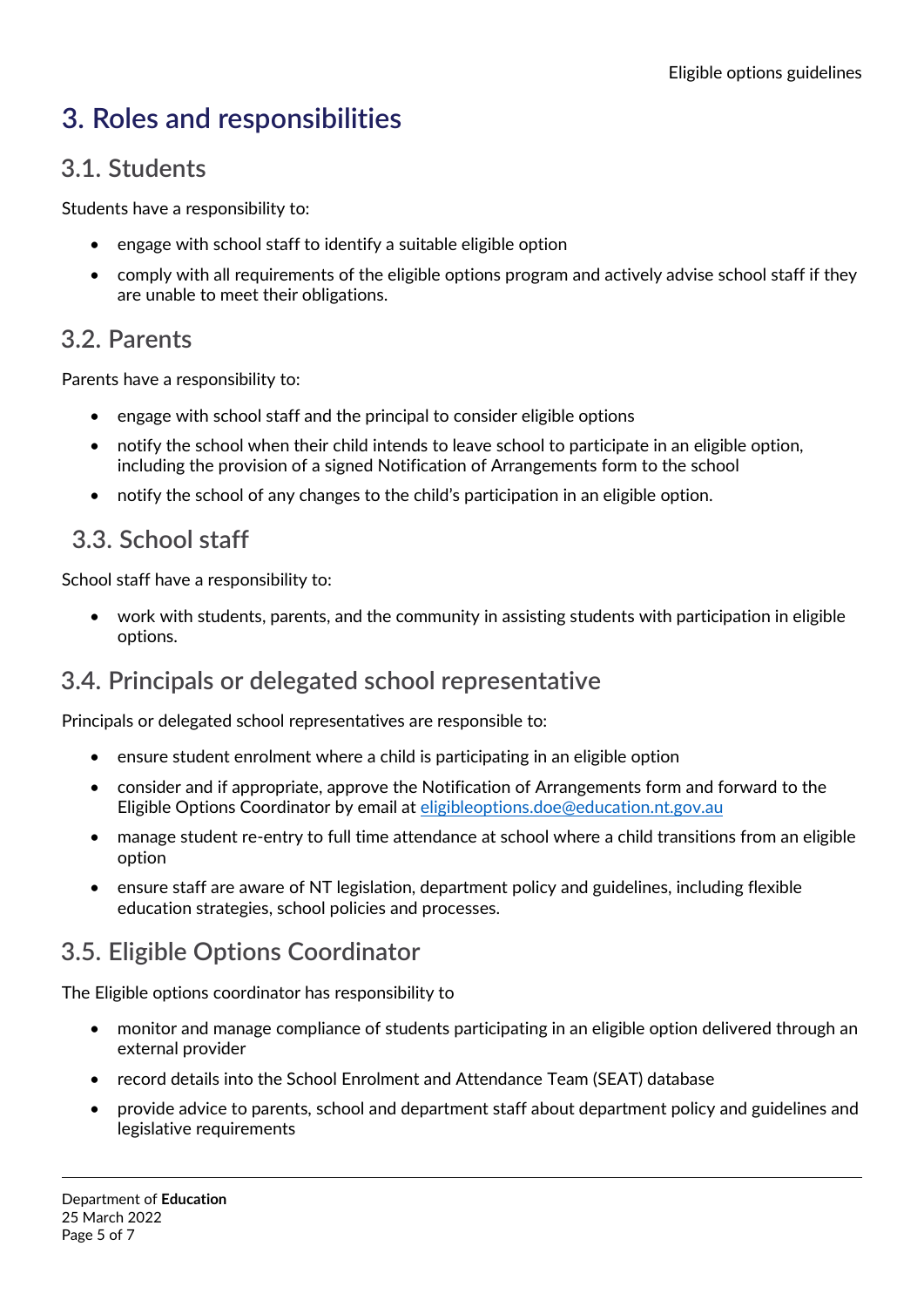# 3. Roles and responsibilities

## 3.1. Students

Students have a responsibility to:

- engage with school staff to identify a suitable eligible option
- comply with all requirements of the eligible options program and actively advise school staff if they are unable to meet their obligations.

## 3.2. Parents

Parents have a responsibility to:

- engage with school staff and the principal to consider eligible options
- notify the school when their child intends to leave school to participate in an eligible option, including the provision of a signed Notification of Arrangements form to the school
- notify the school of any changes to the child's participation in an eligible option.

## 3.3. School staff

School staff have a responsibility to:

- work with students, parents, and the community in assisting students with participation in eligible options.

## 3.4. Principals or delegated school representative

Principals or delegated school representatives are responsible to:

- ensure student enrolment where a child is participating in an eligible option
- consider and if appropriate, approve the Notification of Arrangements form and forward to the Eligible Options Coordinator by email at [eligibleoptions.doe@education.nt.gov.au](mailto:eligibleoptions.doe@education.nt.gov.au)
- manage student re-entry to full time attendance at school where a child transitions from an eligible option
- ensure staff are aware of NT legislation, department policy and guidelines, including flexible education strategies, school policies and processes.

## 3.5. Eligible Options Coordinator

The Eligible options coordinator has responsibility to

- monitor and manage compliance of students participating in an eligible option delivered through an external provider
- record details into the School Enrolment and Attendance Team (SEAT) database
- provide advice to parents, school and department staff about department policy and guidelines and legislative requirements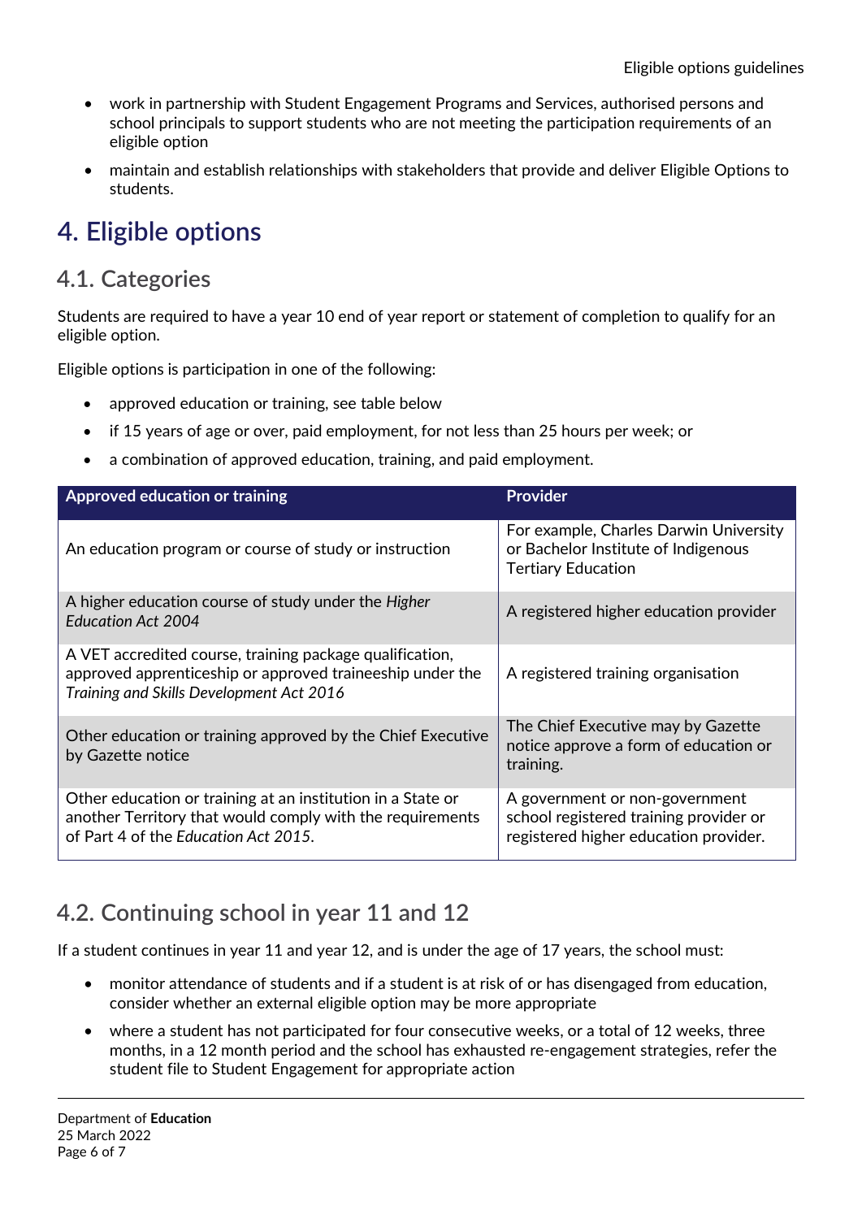- work in partnership with Student Engagement Programs and Services, authorised persons and school principals to support students who are not meeting the participation requirements of an eligible option
- maintain and establish relationships with stakeholders that provide and deliver Eligible Options to students.

# 4. Eligible options

## 4.1. Categories

Students are required to have a year 10 end of year report or statement of completion to qualify for an eligible option.

Eligible options is participation in one of the following:

- approved education or training, see table below
- if 15 years of age or over, paid employment, for not less than 25 hours per week; or
- a combination of approved education, training, and paid employment.

| Approved education or training | Provider |
|---|---|
| An education program or course of study or instruction | For example, Charles Darwin University or Bachelor Institute of Indigenous Tertiary Education |
| A higher education course of study under the *Higher Education Act 2004* | A registered higher education provider |
| A VET accredited course, training package qualification, approved apprenticeship or approved traineeship under the *Training and Skills Development Act 2016* | A registered training organisation |
| Other education or training approved by the Chief Executive by Gazette notice | The Chief Executive may by Gazette notice approve a form of education or training. |
| Other education or training at an institution in a State or another Territory that would comply with the requirements of Part 4 of the *Education Act 2015*. | A government or non-government school registered training provider or registered higher education provider. |

## 4.2. Continuing school in year 11 and 12

If a student continues in year 11 and year 12, and is under the age of 17 years, the school must:

- monitor attendance of students and if a student is at risk of or has disengaged from education, consider whether an external eligible option may be more appropriate
- where a student has not participated for four consecutive weeks, or a total of 12 weeks, three months, in a 12 month period and the school has exhausted re-engagement strategies, refer the student file to Student Engagement for appropriate action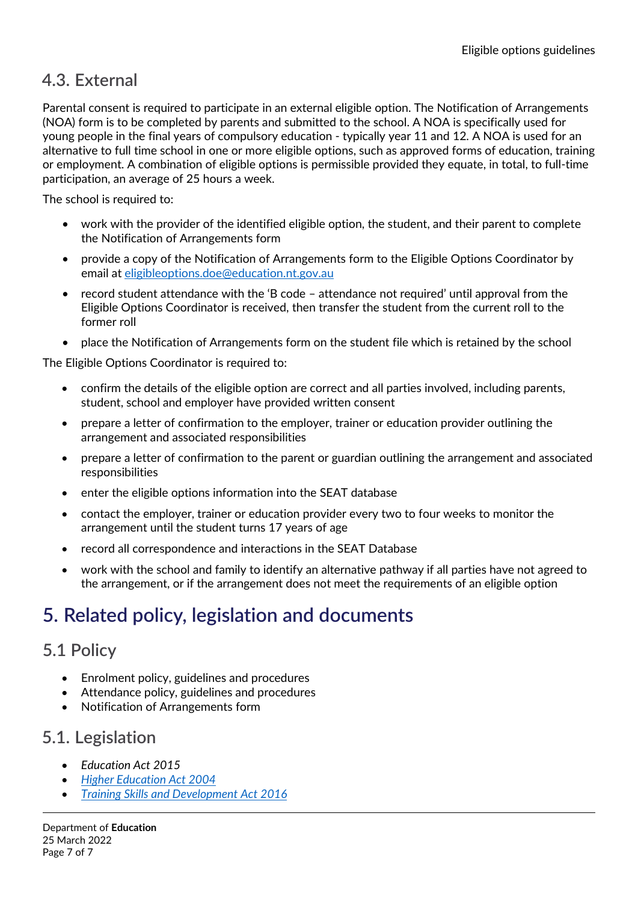## 4.3. External

Parental consent is required to participate in an external eligible option. The Notification of Arrangements (NOA) form is to be completed by parents and submitted to the school. A NOA is specifically used for young people in the final years of compulsory education - typically year 11 and 12. A NOA is used for an alternative to full time school in one or more eligible options, such as approved forms of education, training or employment. A combination of eligible options is permissible provided they equate, in total, to full-time participation, an average of 25 hours a week.

The school is required to:

- work with the provider of the identified eligible option, the student, and their parent to complete the Notification of Arrangements form
- provide a copy of the Notification of Arrangements form to the Eligible Options Coordinator by email at [eligibleoptions.doe@education.nt.gov.au](mailto:eligibleoptions.doe@education.nt.gov.au)
- record student attendance with the 'B code – attendance not required' until approval from the Eligible Options Coordinator is received, then transfer the student from the current roll to the former roll
- place the Notification of Arrangements form on the student file which is retained by the school

The Eligible Options Coordinator is required to:

- confirm the details of the eligible option are correct and all parties involved, including parents, student, school and employer have provided written consent
- prepare a letter of confirmation to the employer, trainer or education provider outlining the arrangement and associated responsibilities
- prepare a letter of confirmation to the parent or guardian outlining the arrangement and associated responsibilities
- enter the eligible options information into the SEAT database
- contact the employer, trainer or education provider every two to four weeks to monitor the arrangement until the student turns 17 years of age
- record all correspondence and interactions in the SEAT Database
- work with the school and family to identify an alternative pathway if all parties have not agreed to the arrangement, or if the arrangement does not meet the requirements of an eligible option

# 5. Related policy, legislation and documents

## 5.1 Policy

- Enrolment policy, guidelines and procedures
- Attendance policy, guidelines and procedures
- Notification of Arrangements form

## 5.1. Legislation

- *Education Act 2015*
- *Higher Education Act 2004*
- *Training Skills and Development Act 2016*

Department of **Education**
25 March 2022